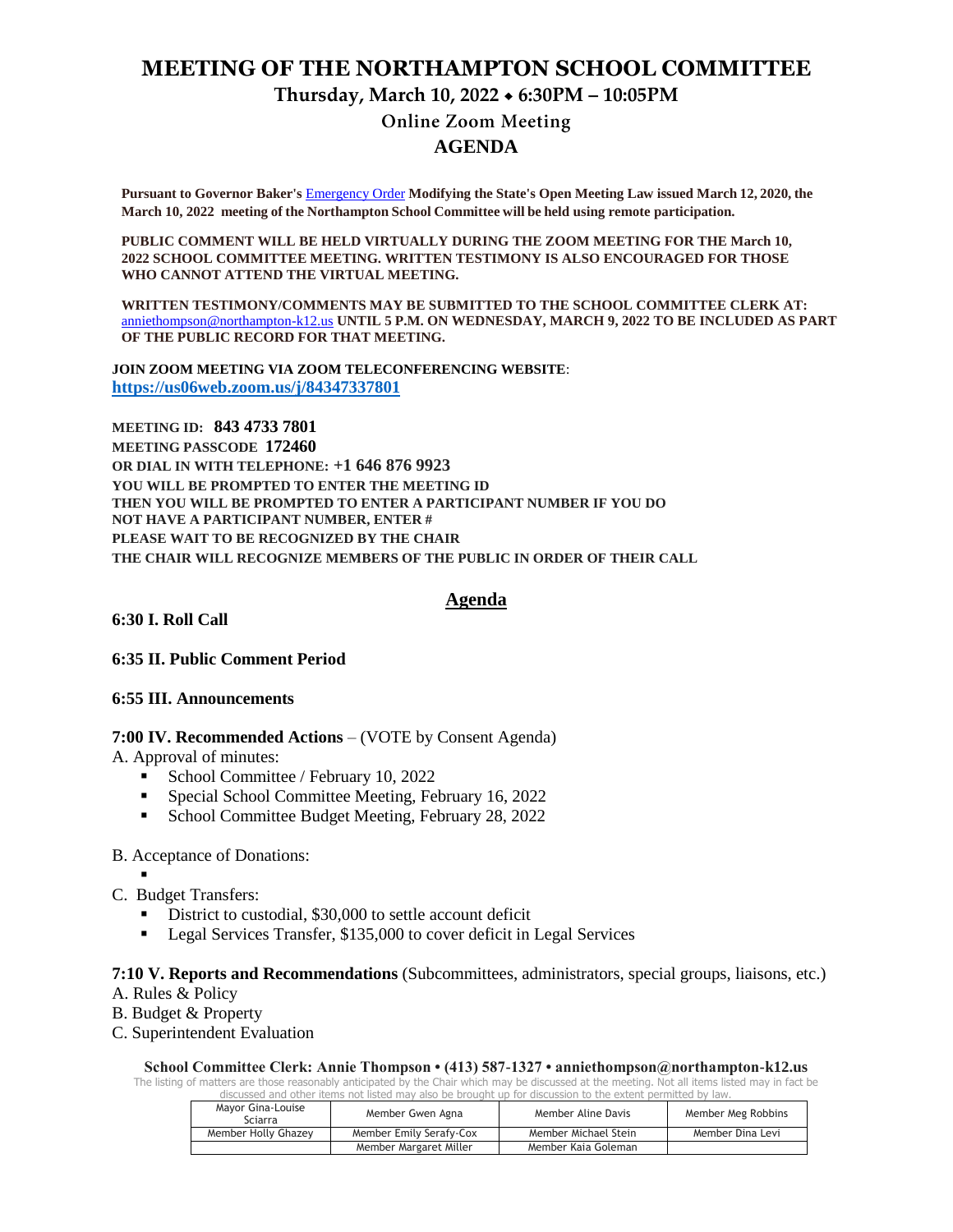# MEETING OF THE NORTHAMPTON SCHOOL COMMITTEE

## Thursday, March 10, 2022 ⬥ 6:30PM – 10:05PM

### Online Zoom Meeting

### AGENDA

**Pursuant to Governor Baker's** Emergency Order **Modifying the State's Open Meeting Law issued March 12, 2020, the March 10, 2022 meeting of the Northampton School Committee will be held using remote participation.**

**PUBLIC COMMENT WILL BE HELD VIRTUALLY DURING THE ZOOM MEETING FOR THE March 10, 2022 SCHOOL COMMITTEE MEETING. WRITTEN TESTIMONY IS ALSO ENCOURAGED FOR THOSE WHO CANNOT ATTEND THE VIRTUAL MEETING.**

**WRITTEN TESTIMONY/COMMENTS MAY BE SUBMITTED TO THE SCHOOL COMMITTEE CLERK AT:** anniethompson@northampton-k12.us **UNTIL 5 P.M. ON WEDNESDAY, MARCH 9, 2022 TO BE INCLUDED AS PART OF THE PUBLIC RECORD FOR THAT MEETING.**

**JOIN ZOOM MEETING VIA ZOOM TELECONFERENCING WEBSITE**:
**https://us06web.zoom.us/j/84347337801**

**MEETING ID: 843 4733 7801**
**MEETING PASSCODE 172460**
**OR DIAL IN WITH TELEPHONE: +1 646 876 9923**
**YOU WILL BE PROMPTED TO ENTER THE MEETING ID**
**THEN YOU WILL BE PROMPTED TO ENTER A PARTICIPANT NUMBER IF YOU DO NOT HAVE A PARTICIPANT NUMBER, ENTER #**
**PLEASE WAIT TO BE RECOGNIZED BY THE CHAIR**
**THE CHAIR WILL RECOGNIZE MEMBERS OF THE PUBLIC IN ORDER OF THEIR CALL**

## Agenda

**6:30 I. Roll Call**

**6:35 II. Public Comment Period**

**6:55 III. Announcements**

**7:00 IV. Recommended Actions** – (VOTE by Consent Agenda)

A. Approval of minutes:
- School Committee / February 10, 2022
- Special School Committee Meeting, February 16, 2022
- School Committee Budget Meeting, February 28, 2022

B. Acceptance of Donations:
- 

C. Budget Transfers:
- District to custodial, $30,000 to settle account deficit
- Legal Services Transfer, $135,000 to cover deficit in Legal Services

**7:10 V. Reports and Recommendations** (Subcommittees, administrators, special groups, liaisons, etc.)

A. Rules & Policy
B. Budget & Property
C. Superintendent Evaluation

**School Committee Clerk: Annie Thompson • (413) 587-1327 • anniethompson@northampton-k12.us**

The listing of matters are those reasonably anticipated by the Chair which may be discussed at the meeting. Not all items listed may in fact be discussed and other items not listed may also be brought up for discussion to the extent permitted by law.

| Mayor Gina-Louise Sciarra | Member Gwen Agna | Member Aline Davis | Member Meg Robbins |
|---|---|---|---|
| Member Holly Ghazey | Member Emily Serafy-Cox | Member Michael Stein | Member Dina Levi |
| | Member Margaret Miller | Member Kaia Goleman | |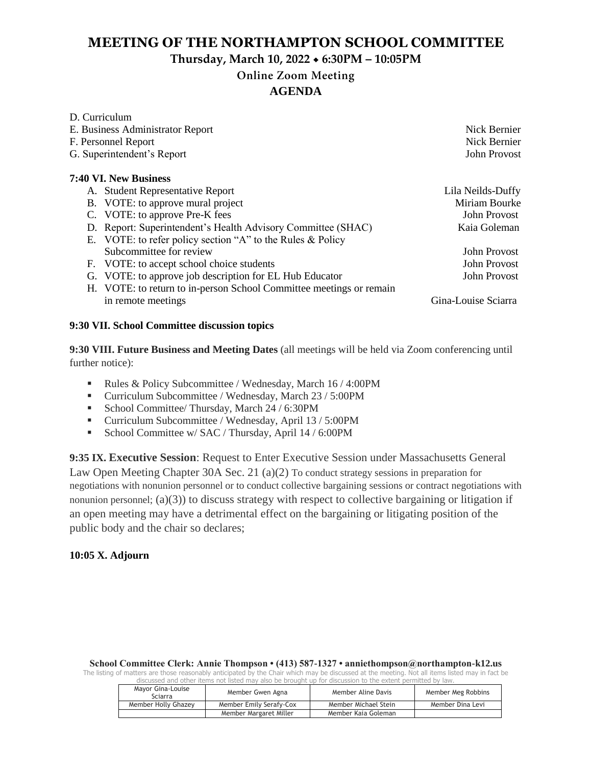# MEETING OF THE NORTHAMPTON SCHOOL COMMITTEE

## Thursday, March 10, 2022 ⬥ 6:30PM – 10:05PM

### Online Zoom Meeting

### AGENDA

D. Curriculum
E. Business Administrator Report — Nick Bernier
F. Personnel Report — Nick Bernier
G. Superintendent's Report — John Provost

**7:40 VI. New Business**

A. Student Representative Report — Lila Neilds-Duffy
B. VOTE: to approve mural project — Miriam Bourke
C. VOTE: to approve Pre-K fees — John Provost
D. Report: Superintendent's Health Advisory Committee (SHAC) — Kaia Goleman
E. VOTE: to refer policy section "A" to the Rules & Policy Subcommittee for review — John Provost
F. VOTE: to accept school choice students — John Provost
G. VOTE: to approve job description for EL Hub Educator — John Provost
H. VOTE: to return to in-person School Committee meetings or remain in remote meetings — Gina-Louise Sciarra

**9:30 VII. School Committee discussion topics**

**9:30 VIII. Future Business and Meeting Dates** (all meetings will be held via Zoom conferencing until further notice):

- Rules & Policy Subcommittee / Wednesday, March 16 / 4:00PM
- Curriculum Subcommittee / Wednesday, March 23 / 5:00PM
- School Committee/ Thursday, March 24 / 6:30PM
- Curriculum Subcommittee / Wednesday, April 13 / 5:00PM
- School Committee w/ SAC / Thursday, April 14 / 6:00PM

**9:35 IX. Executive Session**: Request to Enter Executive Session under Massachusetts General Law Open Meeting Chapter 30A Sec. 21 (a)(2) To conduct strategy sessions in preparation for negotiations with nonunion personnel or to conduct collective bargaining sessions or contract negotiations with nonunion personnel; (a)(3)) to discuss strategy with respect to collective bargaining or litigation if an open meeting may have a detrimental effect on the bargaining or litigating position of the public body and the chair so declares;

**10:05 X. Adjourn**

**School Committee Clerk: Annie Thompson • (413) 587-1327 • anniethompson@northampton-k12.us**

The listing of matters are those reasonably anticipated by the Chair which may be discussed at the meeting. Not all items listed may in fact be discussed and other items not listed may also be brought up for discussion to the extent permitted by law.

| | | | |
|---|---|---|---|
| Mayor Gina-Louise Sciarra | Member Gwen Agna | Member Aline Davis | Member Meg Robbins |
| Member Holly Ghazey | Member Emily Serafy-Cox | Member Michael Stein | Member Dina Levi |
| | Member Margaret Miller | Member Kaia Goleman | |